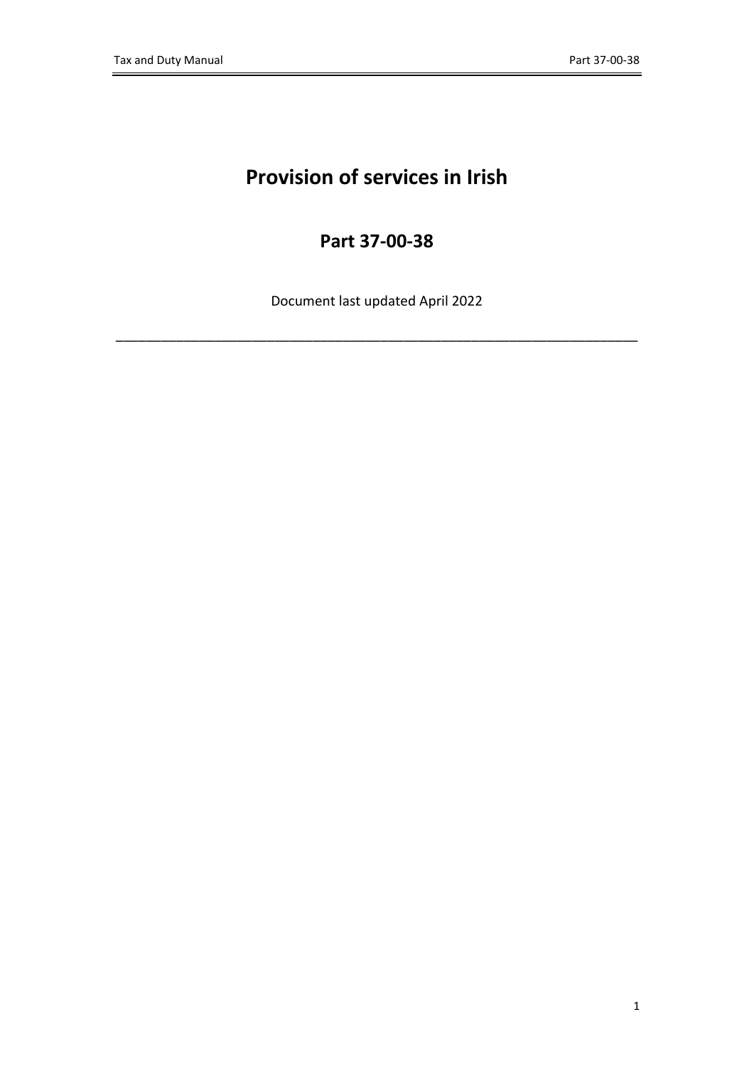# Provision of services in Irish

## Part 37-00-38

Document last updated April 2022

---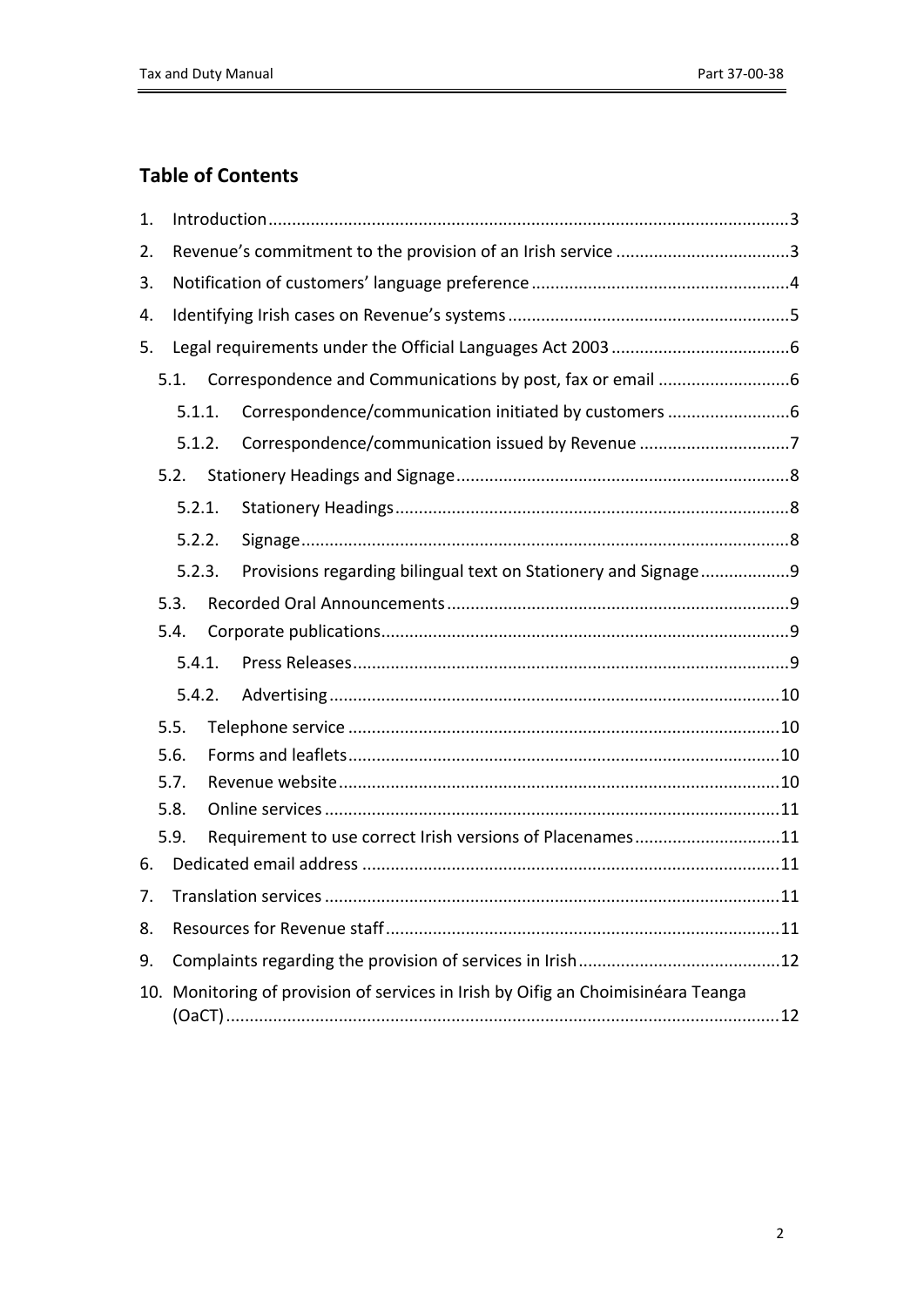## Table of Contents

1. Introduction ... 3
2. Revenue's commitment to the provision of an Irish service ... 3
3. Notification of customers' language preference ... 4
4. Identifying Irish cases on Revenue's systems ... 5
5. Legal requirements under the Official Languages Act 2003 ... 6
   - 5.1. Correspondence and Communications by post, fax or email ... 6
     - 5.1.1. Correspondence/communication initiated by customers ... 6
     - 5.1.2. Correspondence/communication issued by Revenue ... 7
   - 5.2. Stationery Headings and Signage ... 8
     - 5.2.1. Stationery Headings ... 8
     - 5.2.2. Signage ... 8
     - 5.2.3. Provisions regarding bilingual text on Stationery and Signage ... 9
   - 5.3. Recorded Oral Announcements ... 9
   - 5.4. Corporate publications ... 9
     - 5.4.1. Press Releases ... 9
     - 5.4.2. Advertising ... 10
   - 5.5. Telephone service ... 10
   - 5.6. Forms and leaflets ... 10
   - 5.7. Revenue website ... 10
   - 5.8. Online services ... 11
   - 5.9. Requirement to use correct Irish versions of Placenames ... 11
6. Dedicated email address ... 11
7. Translation services ... 11
8. Resources for Revenue staff ... 11
9. Complaints regarding the provision of services in Irish ... 12
10. Monitoring of provision of services in Irish by Oifig an Choimisinéara Teanga (OaCT) ... 12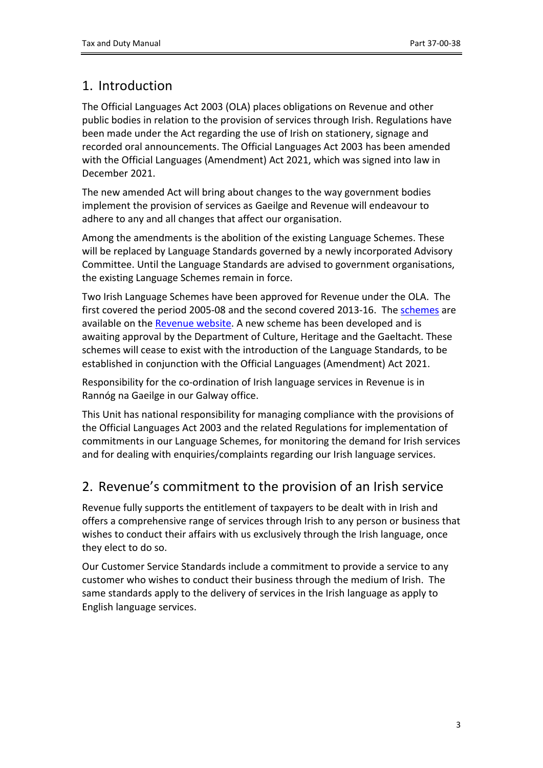## 1. Introduction

The Official Languages Act 2003 (OLA) places obligations on Revenue and other public bodies in relation to the provision of services through Irish. Regulations have been made under the Act regarding the use of Irish on stationery, signage and recorded oral announcements. The Official Languages Act 2003 has been amended with the Official Languages (Amendment) Act 2021, which was signed into law in December 2021.

The new amended Act will bring about changes to the way government bodies implement the provision of services as Gaeilge and Revenue will endeavour to adhere to any and all changes that affect our organisation.

Among the amendments is the abolition of the existing Language Schemes. These will be replaced by Language Standards governed by a newly incorporated Advisory Committee. Until the Language Standards are advised to government organisations, the existing Language Schemes remain in force.

Two Irish Language Schemes have been approved for Revenue under the OLA. The first covered the period 2005-08 and the second covered 2013-16. The schemes are available on the Revenue website. A new scheme has been developed and is awaiting approval by the Department of Culture, Heritage and the Gaeltacht. These schemes will cease to exist with the introduction of the Language Standards, to be established in conjunction with the Official Languages (Amendment) Act 2021.

Responsibility for the co-ordination of Irish language services in Revenue is in Rannóg na Gaeilge in our Galway office.

This Unit has national responsibility for managing compliance with the provisions of the Official Languages Act 2003 and the related Regulations for implementation of commitments in our Language Schemes, for monitoring the demand for Irish services and for dealing with enquiries/complaints regarding our Irish language services.

## 2. Revenue's commitment to the provision of an Irish service

Revenue fully supports the entitlement of taxpayers to be dealt with in Irish and offers a comprehensive range of services through Irish to any person or business that wishes to conduct their affairs with us exclusively through the Irish language, once they elect to do so.

Our Customer Service Standards include a commitment to provide a service to any customer who wishes to conduct their business through the medium of Irish. The same standards apply to the delivery of services in the Irish language as apply to English language services.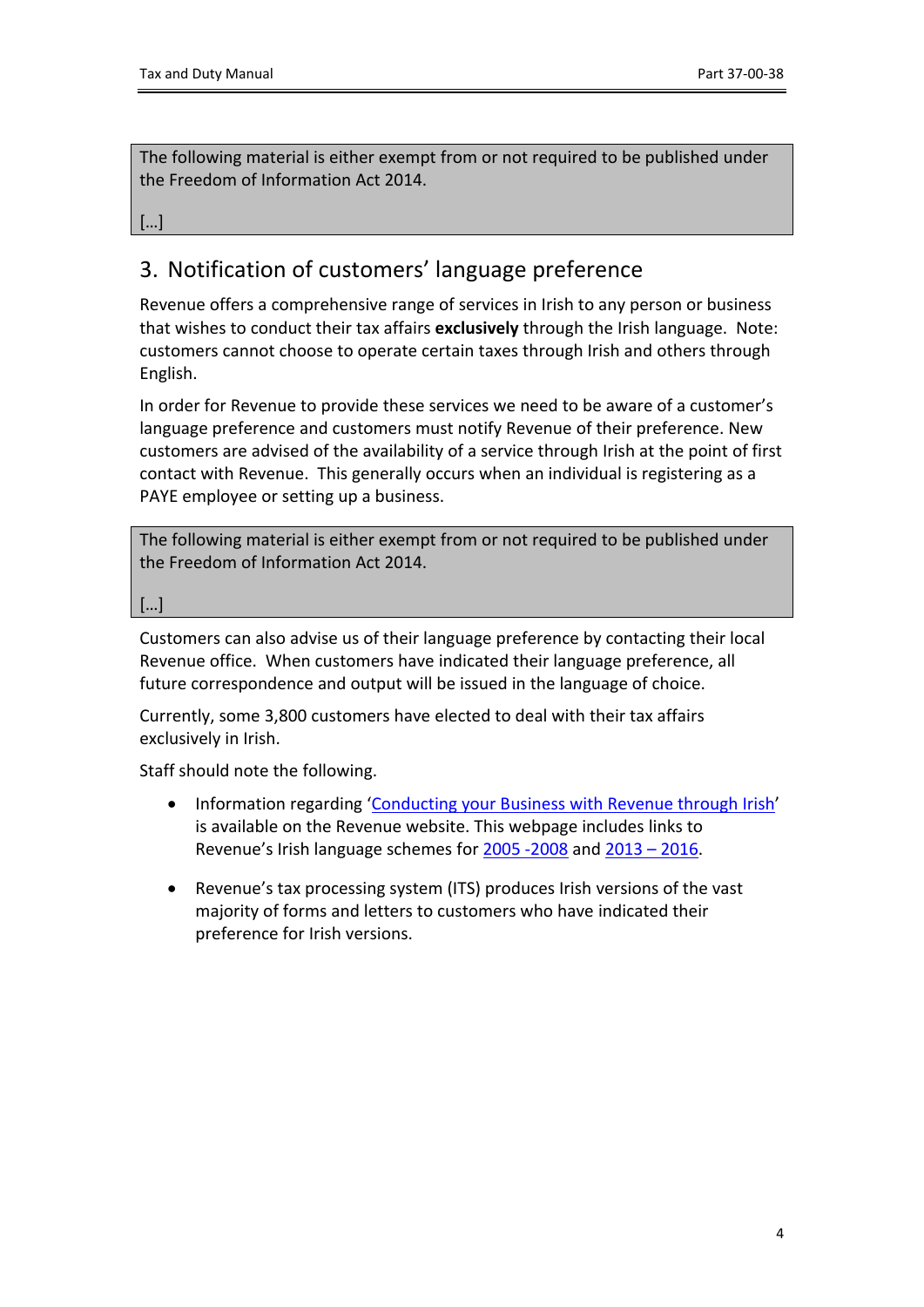The following material is either exempt from or not required to be published under the Freedom of Information Act 2014.

[…]

## 3. Notification of customers' language preference

Revenue offers a comprehensive range of services in Irish to any person or business that wishes to conduct their tax affairs **exclusively** through the Irish language. Note: customers cannot choose to operate certain taxes through Irish and others through English.

In order for Revenue to provide these services we need to be aware of a customer's language preference and customers must notify Revenue of their preference. New customers are advised of the availability of a service through Irish at the point of first contact with Revenue. This generally occurs when an individual is registering as a PAYE employee or setting up a business.

The following material is either exempt from or not required to be published under the Freedom of Information Act 2014.

[…]

Customers can also advise us of their language preference by contacting their local Revenue office. When customers have indicated their language preference, all future correspondence and output will be issued in the language of choice.

Currently, some 3,800 customers have elected to deal with their tax affairs exclusively in Irish.

Staff should note the following.

- Information regarding 'Conducting your Business with Revenue through Irish' is available on the Revenue website. This webpage includes links to Revenue's Irish language schemes for 2005 -2008 and 2013 – 2016.
- Revenue's tax processing system (ITS) produces Irish versions of the vast majority of forms and letters to customers who have indicated their preference for Irish versions.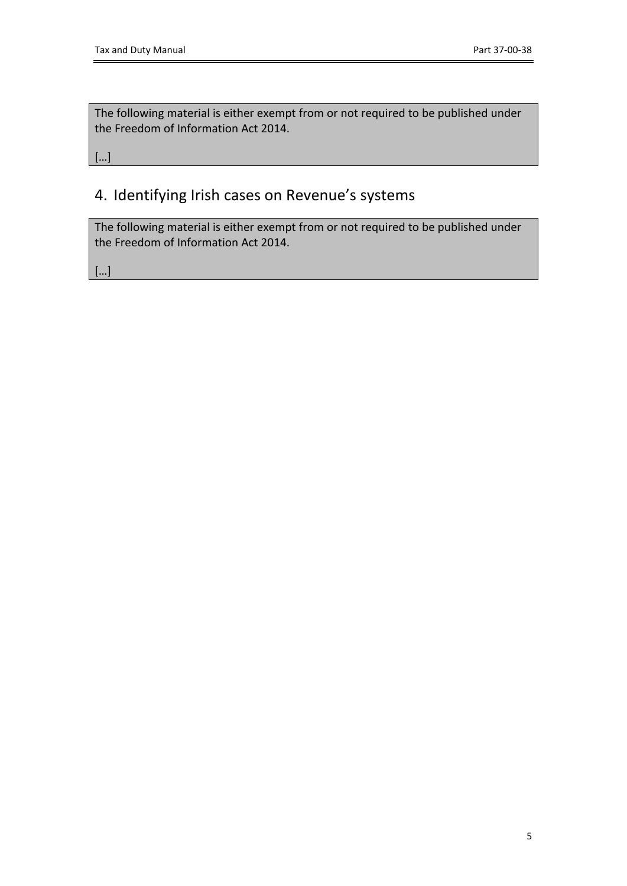The following material is either exempt from or not required to be published under the Freedom of Information Act 2014.

[…]

# 4. Identifying Irish cases on Revenue's systems

The following material is either exempt from or not required to be published under the Freedom of Information Act 2014.

[…]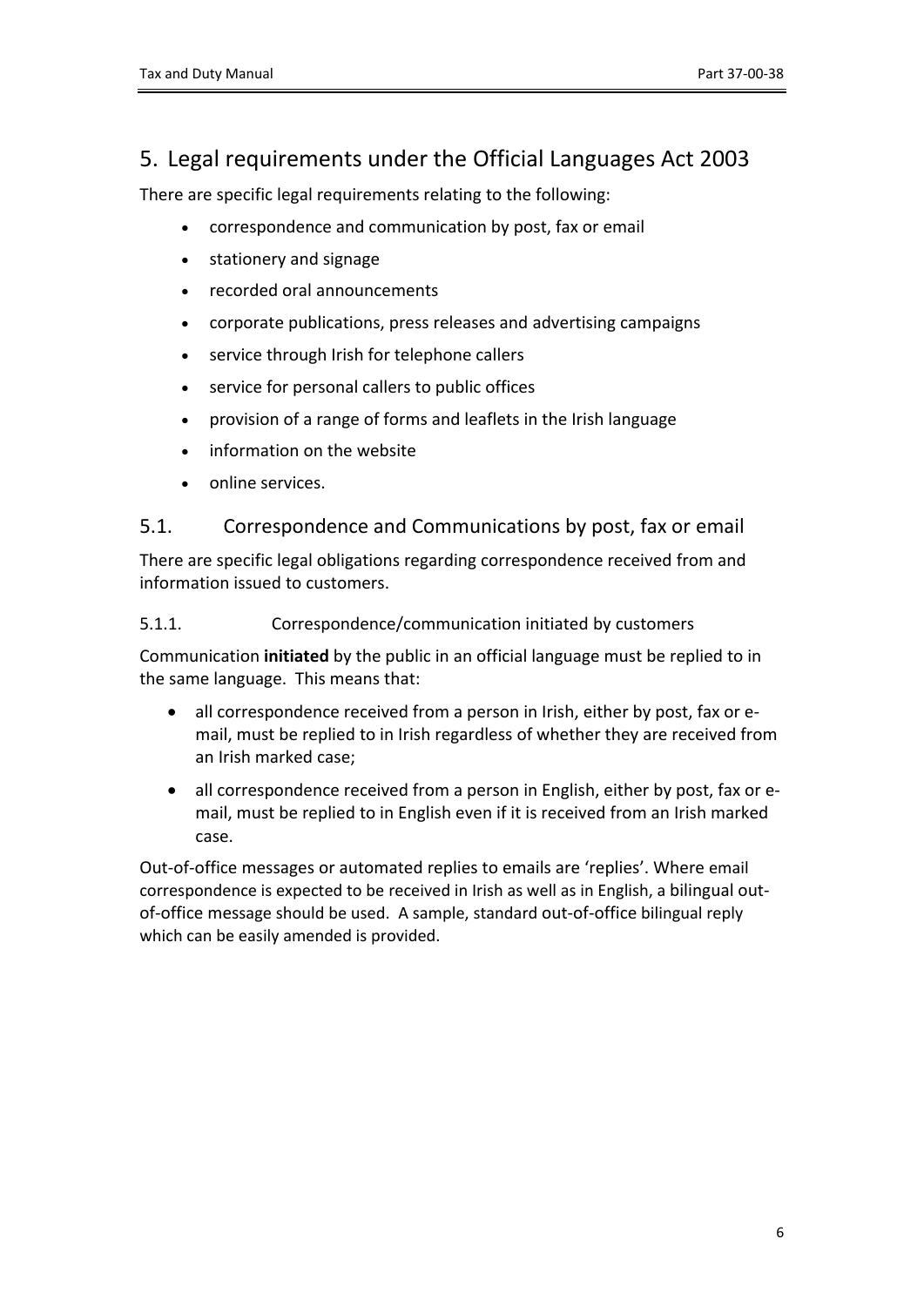## 5. Legal requirements under the Official Languages Act 2003

There are specific legal requirements relating to the following:

- correspondence and communication by post, fax or email
- stationery and signage
- recorded oral announcements
- corporate publications, press releases and advertising campaigns
- service through Irish for telephone callers
- service for personal callers to public offices
- provision of a range of forms and leaflets in the Irish language
- information on the website
- online services.

### 5.1. Correspondence and Communications by post, fax or email

There are specific legal obligations regarding correspondence received from and information issued to customers.

#### 5.1.1. Correspondence/communication initiated by customers

Communication **initiated** by the public in an official language must be replied to in the same language. This means that:

- all correspondence received from a person in Irish, either by post, fax or e-mail, must be replied to in Irish regardless of whether they are received from an Irish marked case;
- all correspondence received from a person in English, either by post, fax or e-mail, must be replied to in English even if it is received from an Irish marked case.

Out-of-office messages or automated replies to emails are 'replies'. Where email correspondence is expected to be received in Irish as well as in English, a bilingual out-of-office message should be used. A sample, standard out-of-office bilingual reply which can be easily amended is provided.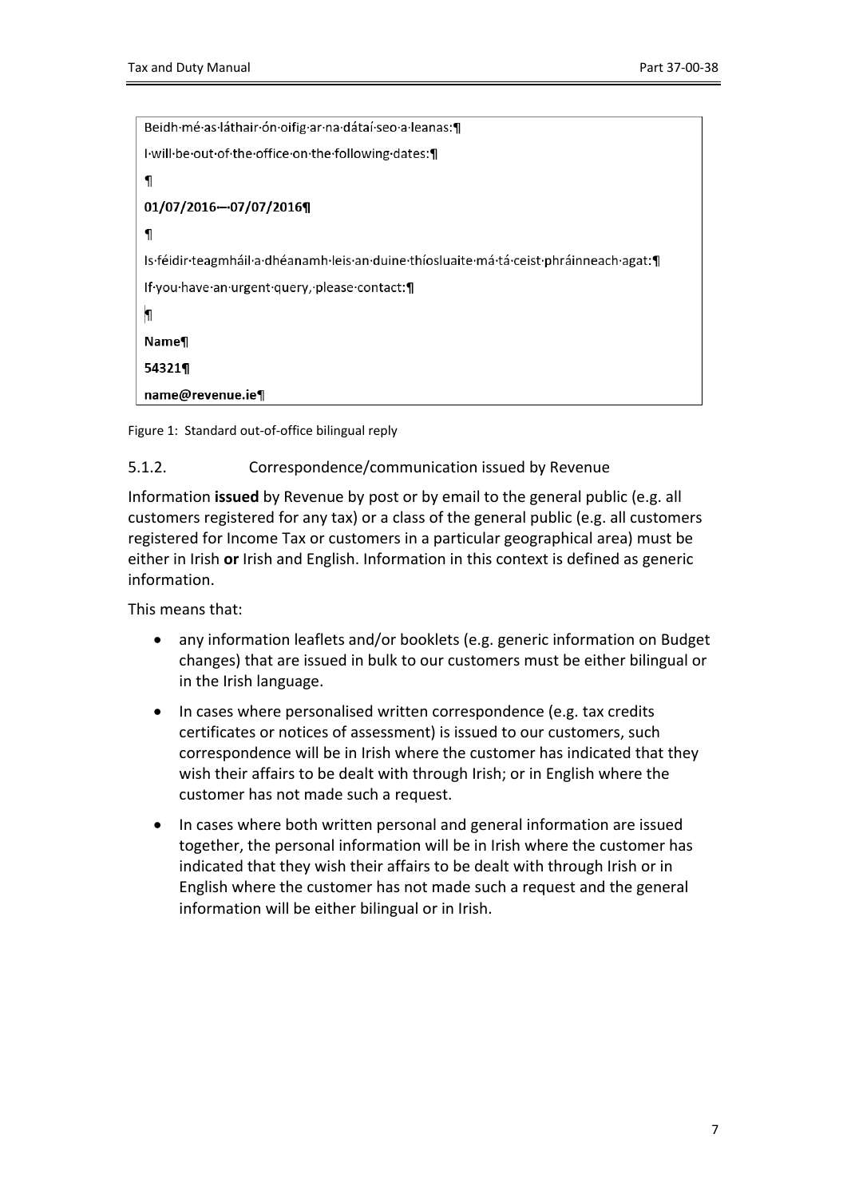Beidh mé as láthair ón oifig ar na dátaí seo a leanas:

I will be out of the office on the following dates:

**01/07/2016 – 07/07/2016**

Is féidir teagmháil a dhéanamh leis an duine thíosluaite má tá ceist phráinneach agat:

If you have an urgent query, please contact:

**Name**

**54321**

**name@revenue.ie**

Figure 1: Standard out-of-office bilingual reply

### 5.1.2. Correspondence/communication issued by Revenue

Information **issued** by Revenue by post or by email to the general public (e.g. all customers registered for any tax) or a class of the general public (e.g. all customers registered for Income Tax or customers in a particular geographical area) must be either in Irish **or** Irish and English. Information in this context is defined as generic information.

This means that:

- any information leaflets and/or booklets (e.g. generic information on Budget changes) that are issued in bulk to our customers must be either bilingual or in the Irish language.
- In cases where personalised written correspondence (e.g. tax credits certificates or notices of assessment) is issued to our customers, such correspondence will be in Irish where the customer has indicated that they wish their affairs to be dealt with through Irish; or in English where the customer has not made such a request.
- In cases where both written personal and general information are issued together, the personal information will be in Irish where the customer has indicated that they wish their affairs to be dealt with through Irish or in English where the customer has not made such a request and the general information will be either bilingual or in Irish.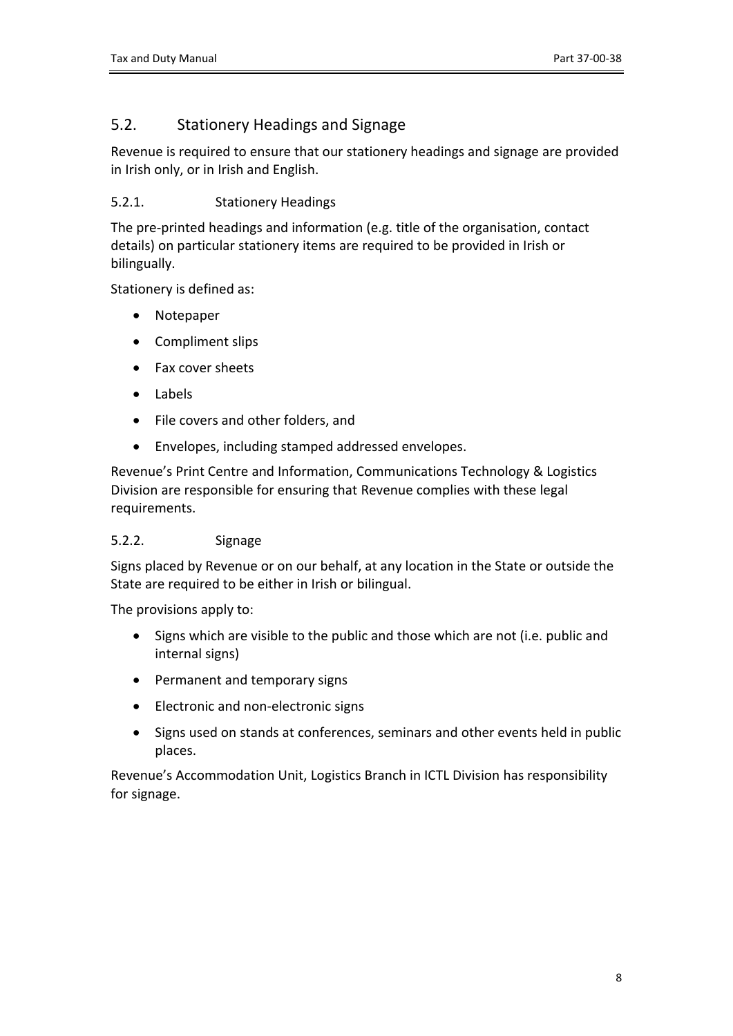## 5.2. Stationery Headings and Signage

Revenue is required to ensure that our stationery headings and signage are provided in Irish only, or in Irish and English.

### 5.2.1. Stationery Headings

The pre-printed headings and information (e.g. title of the organisation, contact details) on particular stationery items are required to be provided in Irish or bilingually.

Stationery is defined as:

- Notepaper
- Compliment slips
- Fax cover sheets
- Labels
- File covers and other folders, and
- Envelopes, including stamped addressed envelopes.

Revenue's Print Centre and Information, Communications Technology & Logistics Division are responsible for ensuring that Revenue complies with these legal requirements.

### 5.2.2. Signage

Signs placed by Revenue or on our behalf, at any location in the State or outside the State are required to be either in Irish or bilingual.

The provisions apply to:

- Signs which are visible to the public and those which are not (i.e. public and internal signs)
- Permanent and temporary signs
- Electronic and non-electronic signs
- Signs used on stands at conferences, seminars and other events held in public places.

Revenue's Accommodation Unit, Logistics Branch in ICTL Division has responsibility for signage.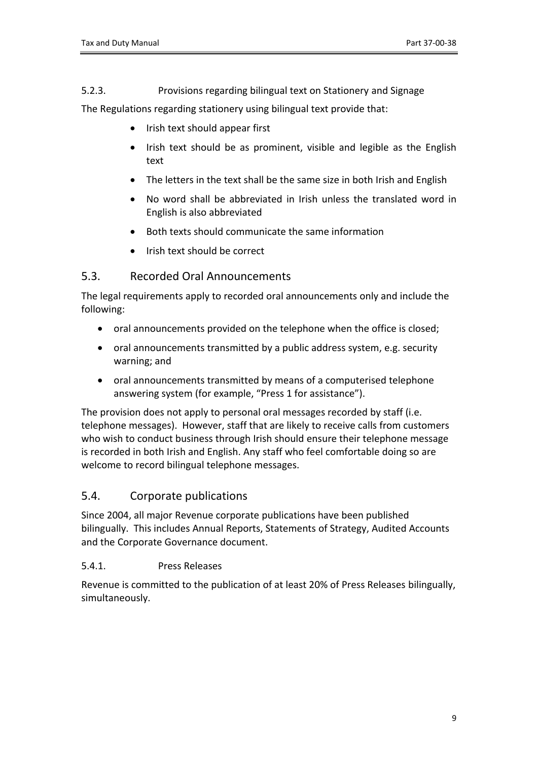#### 5.2.3. Provisions regarding bilingual text on Stationery and Signage

The Regulations regarding stationery using bilingual text provide that:

- Irish text should appear first
- Irish text should be as prominent, visible and legible as the English text
- The letters in the text shall be the same size in both Irish and English
- No word shall be abbreviated in Irish unless the translated word in English is also abbreviated
- Both texts should communicate the same information
- Irish text should be correct

## 5.3. Recorded Oral Announcements

The legal requirements apply to recorded oral announcements only and include the following:

- oral announcements provided on the telephone when the office is closed;
- oral announcements transmitted by a public address system, e.g. security warning; and
- oral announcements transmitted by means of a computerised telephone answering system (for example, "Press 1 for assistance").

The provision does not apply to personal oral messages recorded by staff (i.e. telephone messages). However, staff that are likely to receive calls from customers who wish to conduct business through Irish should ensure their telephone message is recorded in both Irish and English. Any staff who feel comfortable doing so are welcome to record bilingual telephone messages.

## 5.4. Corporate publications

Since 2004, all major Revenue corporate publications have been published bilingually. This includes Annual Reports, Statements of Strategy, Audited Accounts and the Corporate Governance document.

#### 5.4.1. Press Releases

Revenue is committed to the publication of at least 20% of Press Releases bilingually, simultaneously.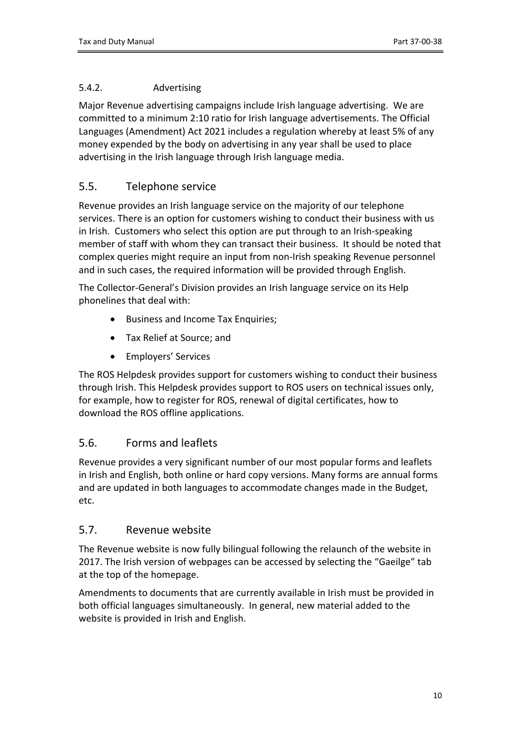#### 5.4.2. Advertising

Major Revenue advertising campaigns include Irish language advertising. We are committed to a minimum 2:10 ratio for Irish language advertisements. The Official Languages (Amendment) Act 2021 includes a regulation whereby at least 5% of any money expended by the body on advertising in any year shall be used to place advertising in the Irish language through Irish language media.

## 5.5. Telephone service

Revenue provides an Irish language service on the majority of our telephone services. There is an option for customers wishing to conduct their business with us in Irish. Customers who select this option are put through to an Irish-speaking member of staff with whom they can transact their business. It should be noted that complex queries might require an input from non-Irish speaking Revenue personnel and in such cases, the required information will be provided through English.

The Collector-General's Division provides an Irish language service on its Help phonelines that deal with:

- Business and Income Tax Enquiries;
- Tax Relief at Source; and
- Employers' Services

The ROS Helpdesk provides support for customers wishing to conduct their business through Irish. This Helpdesk provides support to ROS users on technical issues only, for example, how to register for ROS, renewal of digital certificates, how to download the ROS offline applications.

## 5.6. Forms and leaflets

Revenue provides a very significant number of our most popular forms and leaflets in Irish and English, both online or hard copy versions. Many forms are annual forms and are updated in both languages to accommodate changes made in the Budget, etc.

## 5.7. Revenue website

The Revenue website is now fully bilingual following the relaunch of the website in 2017. The Irish version of webpages can be accessed by selecting the "Gaeilge" tab at the top of the homepage.

Amendments to documents that are currently available in Irish must be provided in both official languages simultaneously. In general, new material added to the website is provided in Irish and English.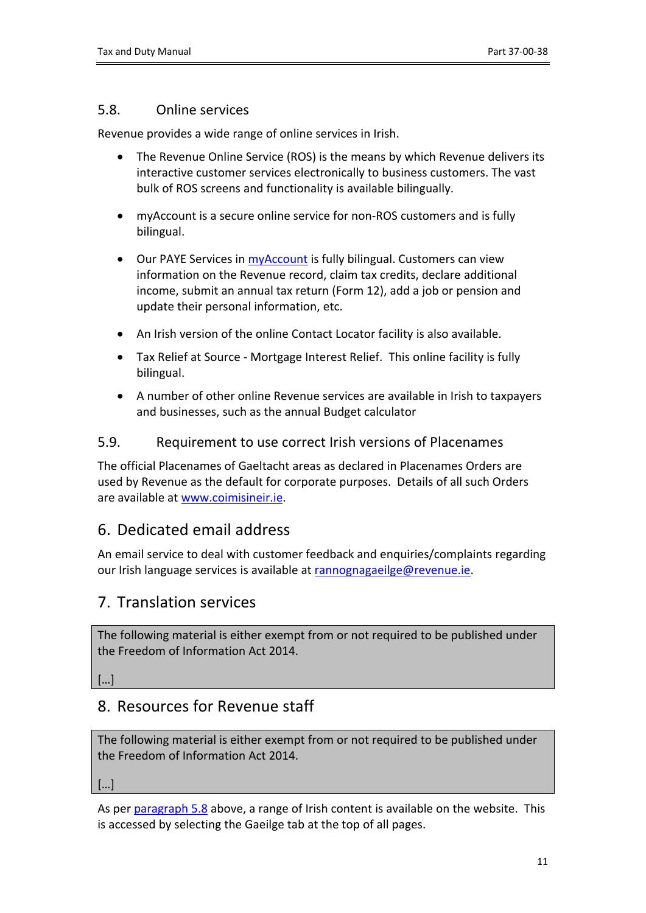### 5.8. Online services

Revenue provides a wide range of online services in Irish.

- The Revenue Online Service (ROS) is the means by which Revenue delivers its interactive customer services electronically to business customers. The vast bulk of ROS screens and functionality is available bilingually.
- myAccount is a secure online service for non-ROS customers and is fully bilingual.
- Our PAYE Services in myAccount is fully bilingual. Customers can view information on the Revenue record, claim tax credits, declare additional income, submit an annual tax return (Form 12), add a job or pension and update their personal information, etc.
- An Irish version of the online Contact Locator facility is also available.
- Tax Relief at Source - Mortgage Interest Relief. This online facility is fully bilingual.
- A number of other online Revenue services are available in Irish to taxpayers and businesses, such as the annual Budget calculator

### 5.9. Requirement to use correct Irish versions of Placenames

The official Placenames of Gaeltacht areas as declared in Placenames Orders are used by Revenue as the default for corporate purposes. Details of all such Orders are available at www.coimisineir.ie.

## 6. Dedicated email address

An email service to deal with customer feedback and enquiries/complaints regarding our Irish language services is available at rannognagaeilge@revenue.ie.

## 7. Translation services

The following material is either exempt from or not required to be published under the Freedom of Information Act 2014.

[…]

## 8. Resources for Revenue staff

The following material is either exempt from or not required to be published under the Freedom of Information Act 2014.

[…]

As per paragraph 5.8 above, a range of Irish content is available on the website. This is accessed by selecting the Gaeilge tab at the top of all pages.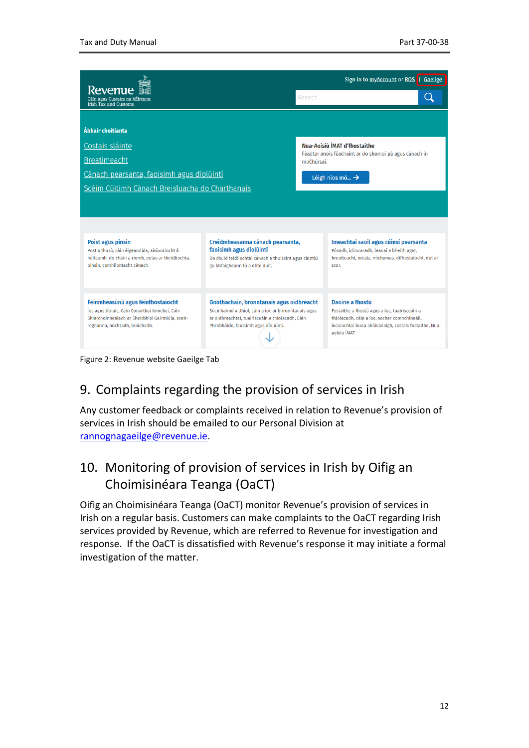Figure 2: Revenue website Gaeilge Tab

## 9. Complaints regarding the provision of services in Irish

Any customer feedback or complaints received in relation to Revenue's provision of services in Irish should be emailed to our Personal Division at rannognagaeilge@revenue.ie.

## 10. Monitoring of provision of services in Irish by Oifig an Choimisinéara Teanga (OaCT)

Oifig an Choimisinéara Teanga (OaCT) monitor Revenue's provision of services in Irish on a regular basis. Customers can make complaints to the OaCT regarding Irish services provided by Revenue, which are referred to Revenue for investigation and response. If the OaCT is dissatisfied with Revenue's response it may initiate a formal investigation of the matter.